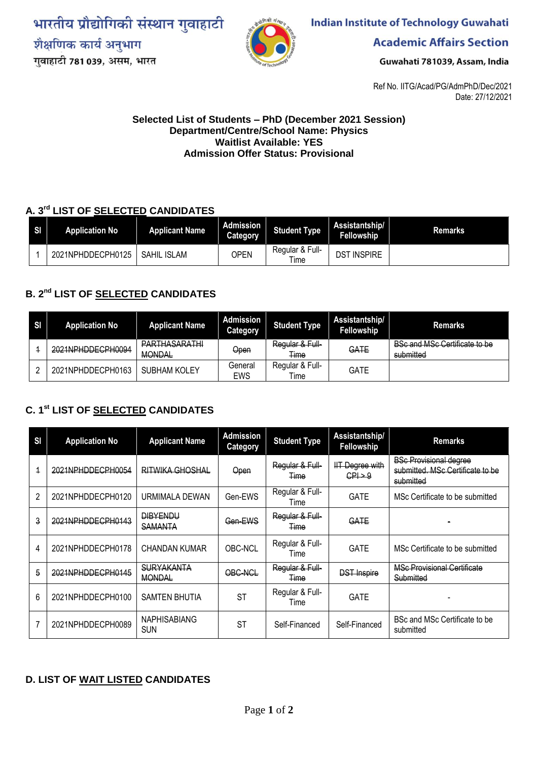भारतीय प्रौद्योगिकी संस्थान गुवाहाटी
शैक्षणिक कार्य अनुभाग
गुवाहाटी 781 039, असम, भारत

**Indian Institute of Technology Guwahati**
**Academic Affairs Section**
Guwahati 781039, Assam, India

Ref No. IITG/Acad/PG/AdmPhD/Dec/2021
Date: 27/12/2021

**Selected List of Students – PhD (December 2021 Session)**
**Department/Centre/School Name: Physics**
**Waitlist Available: YES**
**Admission Offer Status: Provisional**

## A. 3rd LIST OF SELECTED CANDIDATES

| Sl | Application No | Applicant Name | Admission Category | Student Type | Assistantship/ Fellowship | Remarks |
|---|---|---|---|---|---|---|
| 1 | 2021NPHDDECPH0125 | SAHIL ISLAM | OPEN | Regular & Full-Time | DST INSPIRE | |

## B. 2nd LIST OF SELECTED CANDIDATES

| Sl | Application No | Applicant Name | Admission Category | Student Type | Assistantship/ Fellowship | Remarks |
|---|---|---|---|---|---|---|
| ~~1~~ | ~~2021NPHDDECPH0094~~ | ~~PARTHASARATHI MONDAL~~ | ~~Open~~ | ~~Regular & Full-Time~~ | ~~GATE~~ | ~~BSc and MSc Certificate to be submitted~~ |
| 2 | 2021NPHDDECPH0163 | SUBHAM KOLEY | General EWS | Regular & Full-Time | GATE | |

## C. 1st LIST OF SELECTED CANDIDATES

| Sl | Application No | Applicant Name | Admission Category | Student Type | Assistantship/ Fellowship | Remarks |
|---|---|---|---|---|---|---|
| ~~1~~ | ~~2021NPHDDECPH0054~~ | ~~RITWIKA GHOSHAL~~ | ~~Open~~ | ~~Regular & Full-Time~~ | ~~IIT Degree with CPI > 9~~ | ~~BSc Provisional degree submitted. MSc Certificate to be submitted~~ |
| 2 | 2021NPHDDECPH0120 | URMIMALA DEWAN | Gen-EWS | Regular & Full-Time | GATE | MSc Certificate to be submitted |
| ~~3~~ | ~~2021NPHDDECPH0143~~ | ~~DIBYENDU SAMANTA~~ | ~~Gen-EWS~~ | ~~Regular & Full-Time~~ | ~~GATE~~ | ~~-~~ |
| 4 | 2021NPHDDECPH0178 | CHANDAN KUMAR | OBC-NCL | Regular & Full-Time | GATE | MSc Certificate to be submitted |
| ~~5~~ | ~~2021NPHDDECPH0145~~ | ~~SURYAKANTA MONDAL~~ | ~~OBC-NCL~~ | ~~Regular & Full-Time~~ | ~~DST Inspire~~ | ~~MSc Provisional Certificate Submitted~~ |
| 6 | 2021NPHDDECPH0100 | SAMTEN BHUTIA | ST | Regular & Full-Time | GATE | - |
| 7 | 2021NPHDDECPH0089 | NAPHISABIANG SUN | ST | Self-Financed | Self-Financed | BSc and MSc Certificate to be submitted |

## D. LIST OF WAIT LISTED CANDIDATES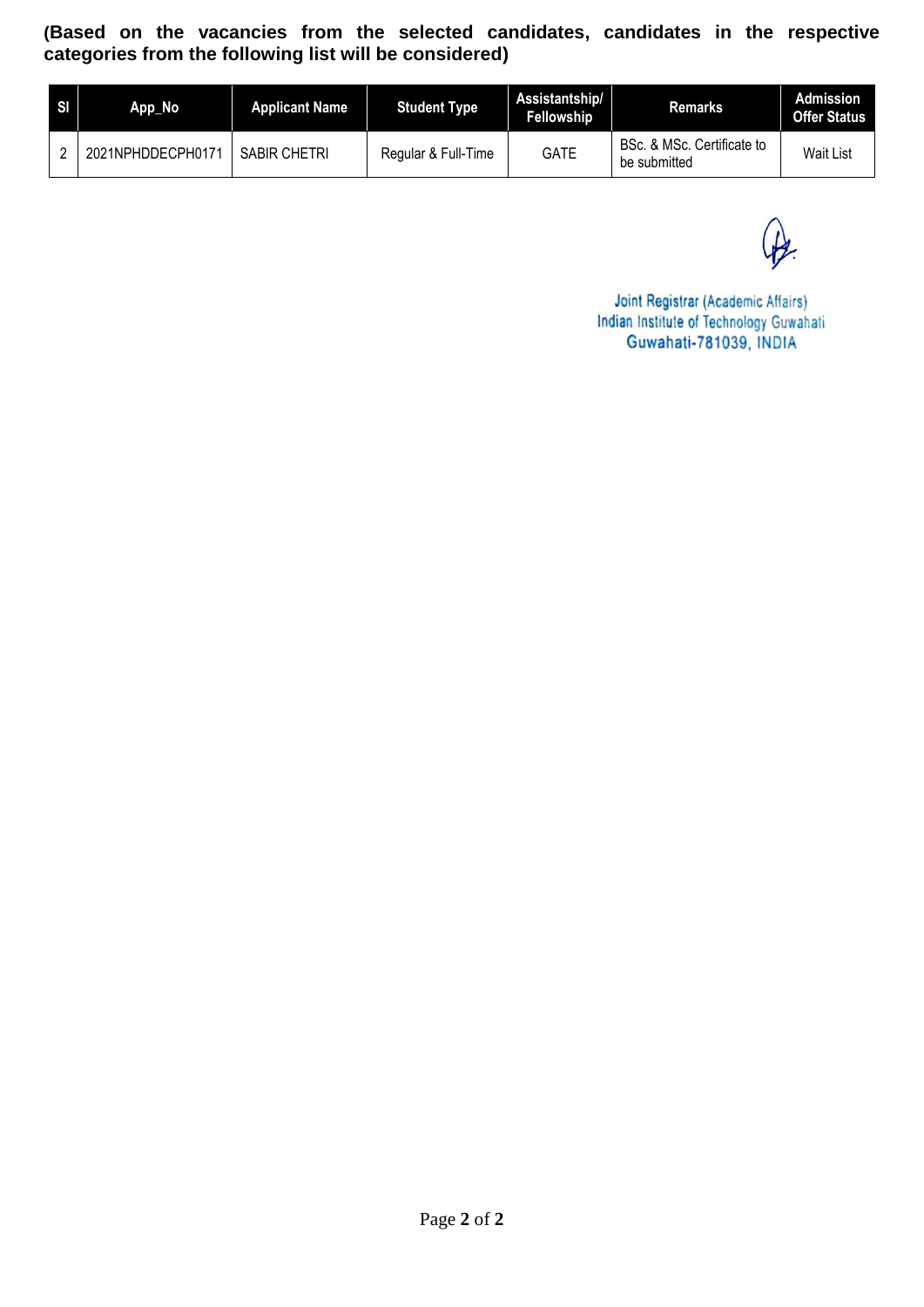**(Based on the vacancies from the selected candidates, candidates in the respective categories from the following list will be considered)**

| Sl | App_No | Applicant Name | Student Type | Assistantship/ Fellowship | Remarks | Admission Offer Status |
|---|---|---|---|---|---|---|
| 2 | 2021NPHDDECPH0171 | SABIR CHETRI | Regular & Full-Time | GATE | BSc. & MSc. Certificate to be submitted | Wait List |

Joint Registrar (Academic Affairs)
Indian Institute of Technology Guwahati
Guwahati-781039, INDIA